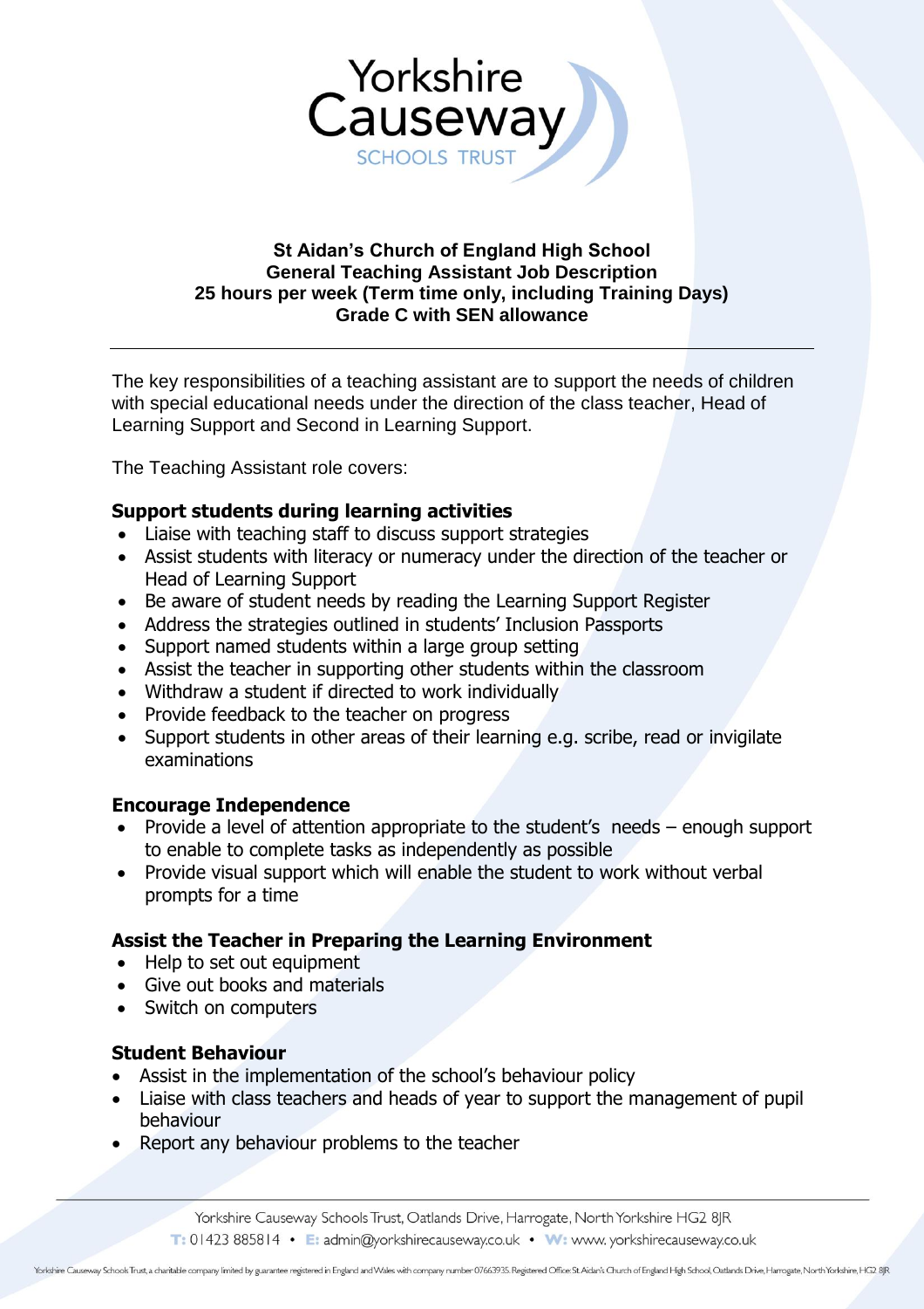Yorkshire Causeway SCHOOLS TRUST

**St Aidan's Church of England High School**
**General Teaching Assistant Job Description**
**25 hours per week (Term time only, including Training Days)**
**Grade C with SEN allowance**

---

The key responsibilities of a teaching assistant are to support the needs of children with special educational needs under the direction of the class teacher, Head of Learning Support and Second in Learning Support.

The Teaching Assistant role covers:

**Support students during learning activities**

- Liaise with teaching staff to discuss support strategies
- Assist students with literacy or numeracy under the direction of the teacher or Head of Learning Support
- Be aware of student needs by reading the Learning Support Register
- Address the strategies outlined in students' Inclusion Passports
- Support named students within a large group setting
- Assist the teacher in supporting other students within the classroom
- Withdraw a student if directed to work individually
- Provide feedback to the teacher on progress
- Support students in other areas of their learning e.g. scribe, read or invigilate examinations

**Encourage Independence**

- Provide a level of attention appropriate to the student's needs – enough support to enable to complete tasks as independently as possible
- Provide visual support which will enable the student to work without verbal prompts for a time

**Assist the Teacher in Preparing the Learning Environment**

- Help to set out equipment
- Give out books and materials
- Switch on computers

**Student Behaviour**

- Assist in the implementation of the school's behaviour policy
- Liaise with class teachers and heads of year to support the management of pupil behaviour
- Report any behaviour problems to the teacher

---

Yorkshire Causeway Schools Trust, Oatlands Drive, Harrogate, North Yorkshire HG2 8JR
T: 01423 885814 • E: admin@yorkshirecauseway.co.uk • W: www. yorkshirecauseway.co.uk

Yorkshire Causeway Schools Trust, a charitable company limited by guarantee registered in England and Wales with company number 07663935. Registered Office: St Aidan's Church of England High School, Oatlands Drive, Harrogate, North Yorkshire, HG2 8JR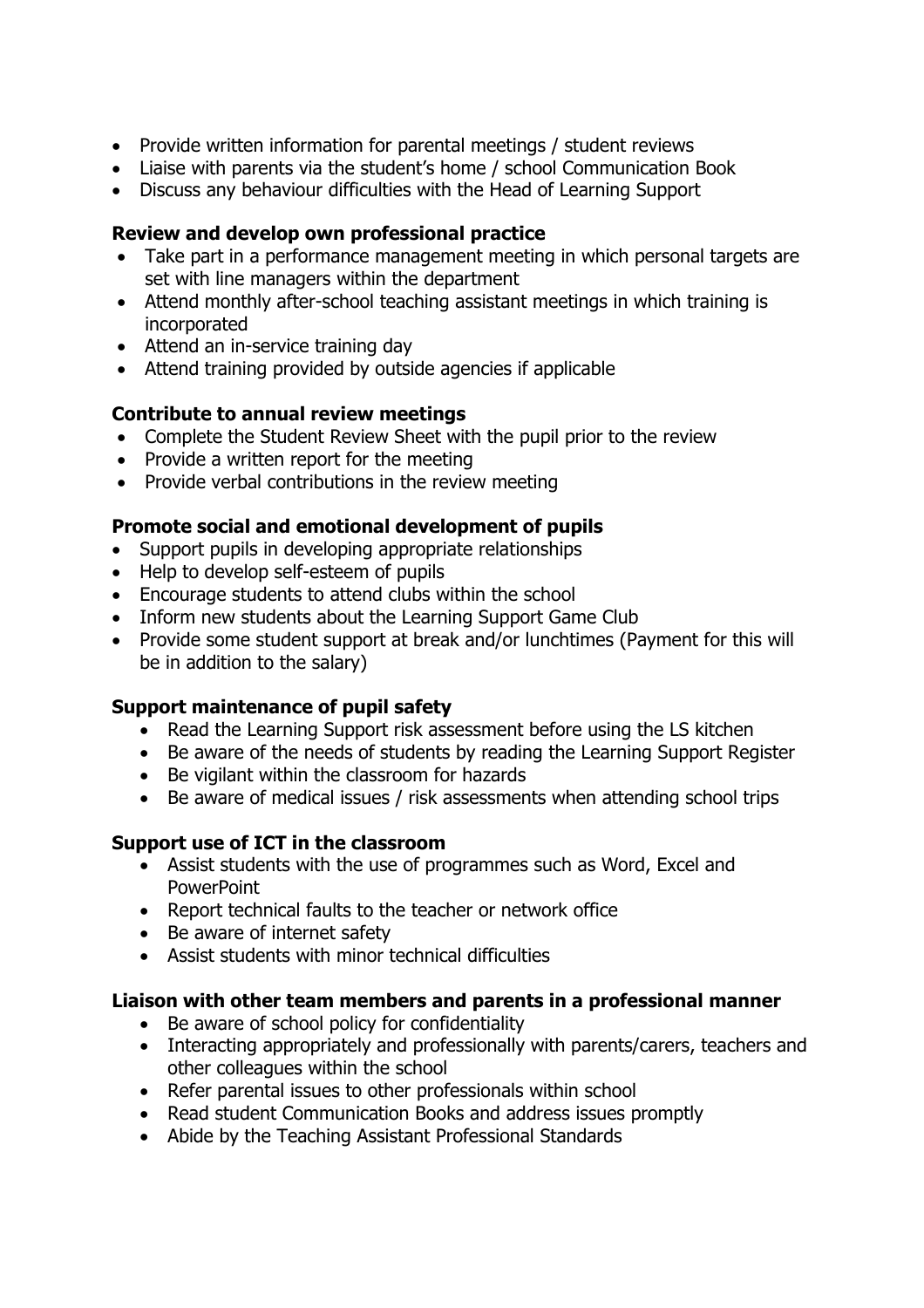- Provide written information for parental meetings / student reviews
- Liaise with parents via the student's home / school Communication Book
- Discuss any behaviour difficulties with the Head of Learning Support

**Review and develop own professional practice**

- Take part in a performance management meeting in which personal targets are set with line managers within the department
- Attend monthly after-school teaching assistant meetings in which training is incorporated
- Attend an in-service training day
- Attend training provided by outside agencies if applicable

**Contribute to annual review meetings**

- Complete the Student Review Sheet with the pupil prior to the review
- Provide a written report for the meeting
- Provide verbal contributions in the review meeting

**Promote social and emotional development of pupils**

- Support pupils in developing appropriate relationships
- Help to develop self-esteem of pupils
- Encourage students to attend clubs within the school
- Inform new students about the Learning Support Game Club
- Provide some student support at break and/or lunchtimes (Payment for this will be in addition to the salary)

**Support maintenance of pupil safety**

- Read the Learning Support risk assessment before using the LS kitchen
- Be aware of the needs of students by reading the Learning Support Register
- Be vigilant within the classroom for hazards
- Be aware of medical issues / risk assessments when attending school trips

**Support use of ICT in the classroom**

- Assist students with the use of programmes such as Word, Excel and PowerPoint
- Report technical faults to the teacher or network office
- Be aware of internet safety
- Assist students with minor technical difficulties

**Liaison with other team members and parents in a professional manner**

- Be aware of school policy for confidentiality
- Interacting appropriately and professionally with parents/carers, teachers and other colleagues within the school
- Refer parental issues to other professionals within school
- Read student Communication Books and address issues promptly
- Abide by the Teaching Assistant Professional Standards